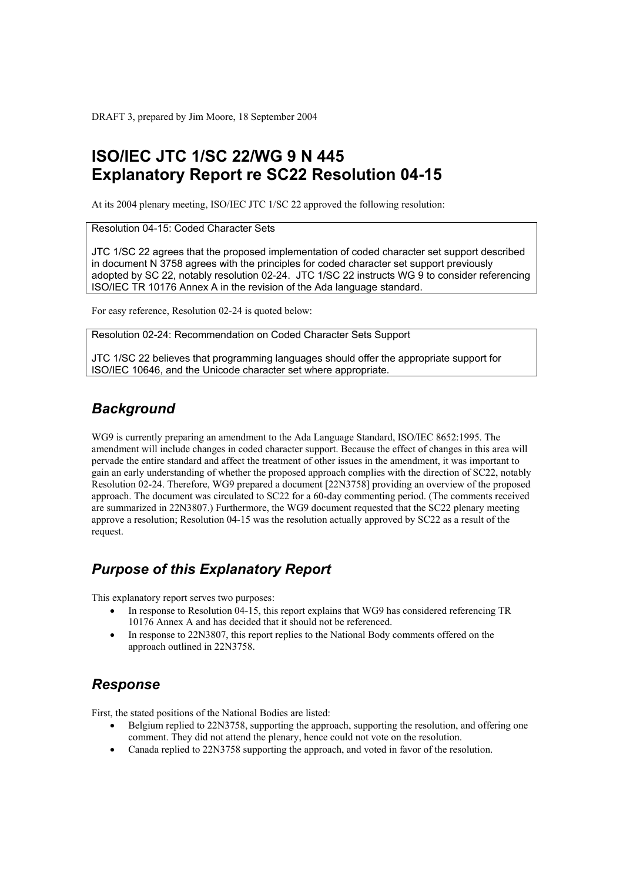DRAFT 3, prepared by Jim Moore, 18 September 2004

# ISO/IEC JTC 1/SC 22/WG 9 N 445
# Explanatory Report re SC22 Resolution 04-15

At its 2004 plenary meeting, ISO/IEC JTC 1/SC 22 approved the following resolution:

> Resolution 04-15: Coded Character Sets
>
> JTC 1/SC 22 agrees that the proposed implementation of coded character set support described in document N 3758 agrees with the principles for coded character set support previously adopted by SC 22, notably resolution 02-24. JTC 1/SC 22 instructs WG 9 to consider referencing ISO/IEC TR 10176 Annex A in the revision of the Ada language standard.

For easy reference, Resolution 02-24 is quoted below:

> Resolution 02-24: Recommendation on Coded Character Sets Support
>
> JTC 1/SC 22 believes that programming languages should offer the appropriate support for ISO/IEC 10646, and the Unicode character set where appropriate.

## *Background*

WG9 is currently preparing an amendment to the Ada Language Standard, ISO/IEC 8652:1995. The amendment will include changes in coded character support. Because the effect of changes in this area will pervade the entire standard and affect the treatment of other issues in the amendment, it was important to gain an early understanding of whether the proposed approach complies with the direction of SC22, notably Resolution 02-24. Therefore, WG9 prepared a document [22N3758] providing an overview of the proposed approach. The document was circulated to SC22 for a 60-day commenting period. (The comments received are summarized in 22N3807.) Furthermore, the WG9 document requested that the SC22 plenary meeting approve a resolution; Resolution 04-15 was the resolution actually approved by SC22 as a result of the request.

## *Purpose of this Explanatory Report*

This explanatory report serves two purposes:

- In response to Resolution 04-15, this report explains that WG9 has considered referencing TR 10176 Annex A and has decided that it should not be referenced.
- In response to 22N3807, this report replies to the National Body comments offered on the approach outlined in 22N3758.

## *Response*

First, the stated positions of the National Bodies are listed:

- Belgium replied to 22N3758, supporting the approach, supporting the resolution, and offering one comment. They did not attend the plenary, hence could not vote on the resolution.
- Canada replied to 22N3758 supporting the approach, and voted in favor of the resolution.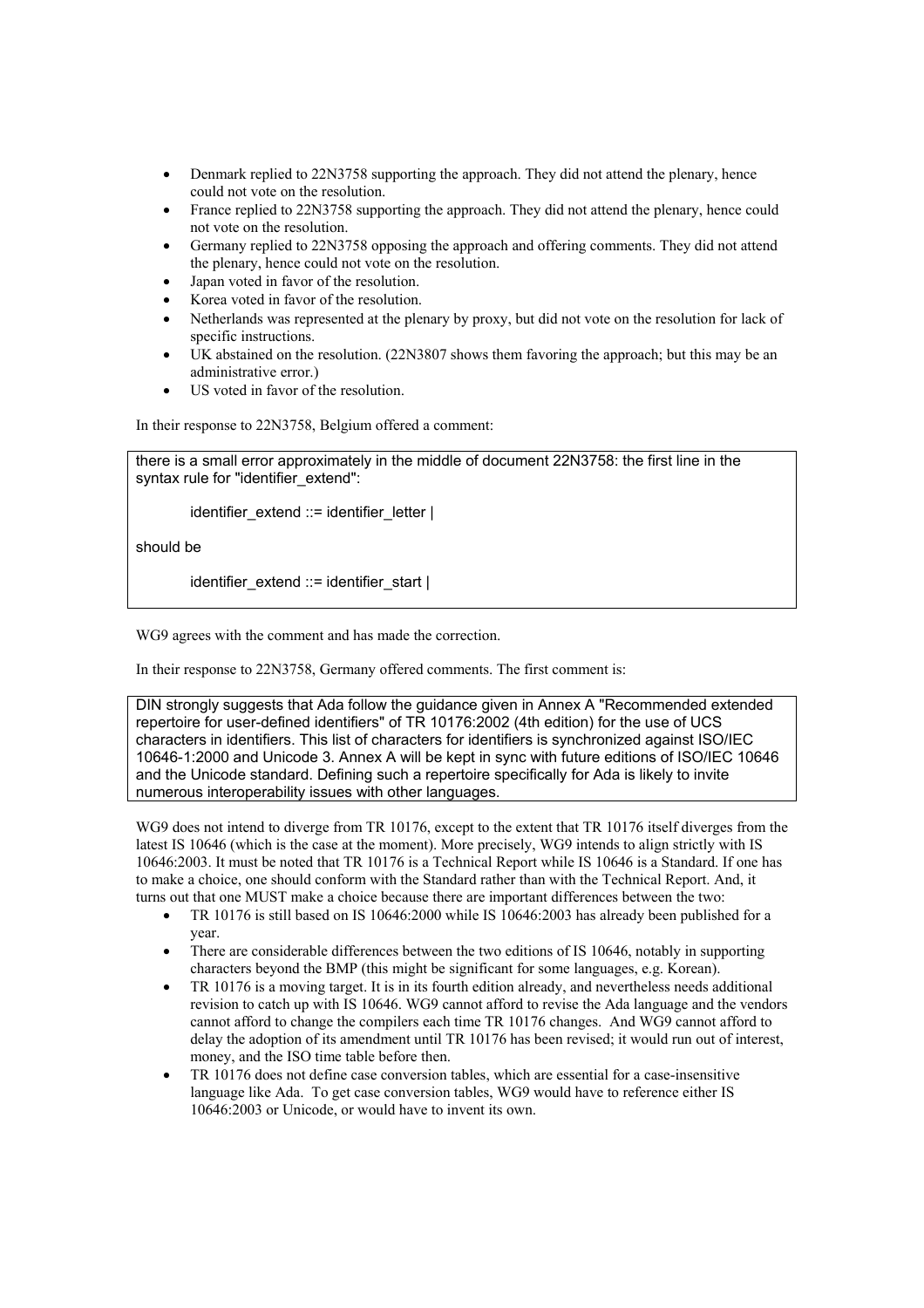- Denmark replied to 22N3758 supporting the approach. They did not attend the plenary, hence could not vote on the resolution.
- France replied to 22N3758 supporting the approach. They did not attend the plenary, hence could not vote on the resolution.
- Germany replied to 22N3758 opposing the approach and offering comments. They did not attend the plenary, hence could not vote on the resolution.
- Japan voted in favor of the resolution.
- Korea voted in favor of the resolution.
- Netherlands was represented at the plenary by proxy, but did not vote on the resolution for lack of specific instructions.
- UK abstained on the resolution. (22N3807 shows them favoring the approach; but this may be an administrative error.)
- US voted in favor of the resolution.

In their response to 22N3758, Belgium offered a comment:

> there is a small error approximately in the middle of document 22N3758: the first line in the syntax rule for "identifier_extend":
>
> identifier_extend ::= identifier_letter |
>
> should be
>
> identifier_extend ::= identifier_start |

WG9 agrees with the comment and has made the correction.

In their response to 22N3758, Germany offered comments. The first comment is:

> DIN strongly suggests that Ada follow the guidance given in Annex A "Recommended extended repertoire for user-defined identifiers" of TR 10176:2002 (4th edition) for the use of UCS characters in identifiers. This list of characters for identifiers is synchronized against ISO/IEC 10646-1:2000 and Unicode 3. Annex A will be kept in sync with future editions of ISO/IEC 10646 and the Unicode standard. Defining such a repertoire specifically for Ada is likely to invite numerous interoperability issues with other languages.

WG9 does not intend to diverge from TR 10176, except to the extent that TR 10176 itself diverges from the latest IS 10646 (which is the case at the moment). More precisely, WG9 intends to align strictly with IS 10646:2003. It must be noted that TR 10176 is a Technical Report while IS 10646 is a Standard. If one has to make a choice, one should conform with the Standard rather than with the Technical Report. And, it turns out that one MUST make a choice because there are important differences between the two:

- TR 10176 is still based on IS 10646:2000 while IS 10646:2003 has already been published for a year.
- There are considerable differences between the two editions of IS 10646, notably in supporting characters beyond the BMP (this might be significant for some languages, e.g. Korean).
- TR 10176 is a moving target. It is in its fourth edition already, and nevertheless needs additional revision to catch up with IS 10646. WG9 cannot afford to revise the Ada language and the vendors cannot afford to change the compilers each time TR 10176 changes. And WG9 cannot afford to delay the adoption of its amendment until TR 10176 has been revised; it would run out of interest, money, and the ISO time table before then.
- TR 10176 does not define case conversion tables, which are essential for a case-insensitive language like Ada. To get case conversion tables, WG9 would have to reference either IS 10646:2003 or Unicode, or would have to invent its own.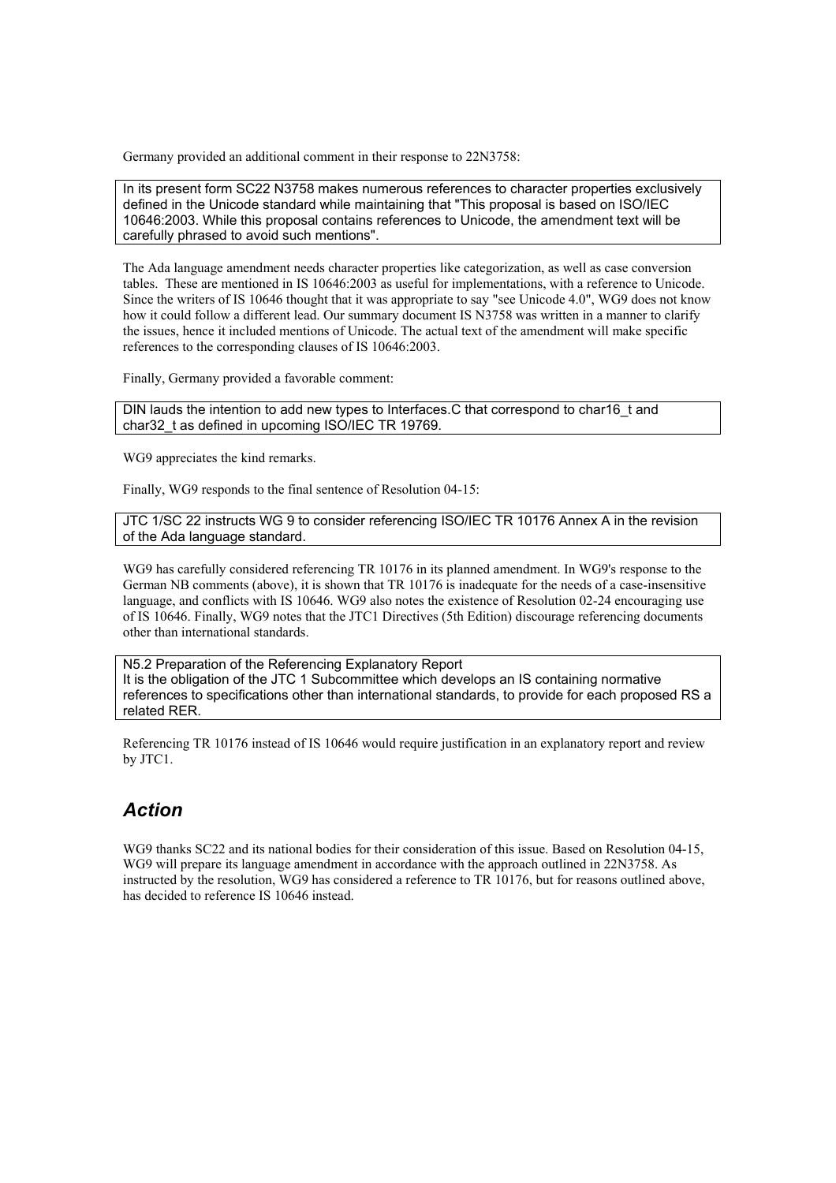Germany provided an additional comment in their response to 22N3758:

> In its present form SC22 N3758 makes numerous references to character properties exclusively defined in the Unicode standard while maintaining that "This proposal is based on ISO/IEC 10646:2003. While this proposal contains references to Unicode, the amendment text will be carefully phrased to avoid such mentions".

The Ada language amendment needs character properties like categorization, as well as case conversion tables. These are mentioned in IS 10646:2003 as useful for implementations, with a reference to Unicode. Since the writers of IS 10646 thought that it was appropriate to say "see Unicode 4.0", WG9 does not know how it could follow a different lead. Our summary document IS N3758 was written in a manner to clarify the issues, hence it included mentions of Unicode. The actual text of the amendment will make specific references to the corresponding clauses of IS 10646:2003.

Finally, Germany provided a favorable comment:

> DIN lauds the intention to add new types to Interfaces.C that correspond to char16_t and char32_t as defined in upcoming ISO/IEC TR 19769.

WG9 appreciates the kind remarks.

Finally, WG9 responds to the final sentence of Resolution 04-15:

> JTC 1/SC 22 instructs WG 9 to consider referencing ISO/IEC TR 10176 Annex A in the revision of the Ada language standard.

WG9 has carefully considered referencing TR 10176 in its planned amendment. In WG9's response to the German NB comments (above), it is shown that TR 10176 is inadequate for the needs of a case-insensitive language, and conflicts with IS 10646. WG9 also notes the existence of Resolution 02-24 encouraging use of IS 10646. Finally, WG9 notes that the JTC1 Directives (5th Edition) discourage referencing documents other than international standards.

> N5.2 Preparation of the Referencing Explanatory Report
> It is the obligation of the JTC 1 Subcommittee which develops an IS containing normative references to specifications other than international standards, to provide for each proposed RS a related RER.

Referencing TR 10176 instead of IS 10646 would require justification in an explanatory report and review by JTC1.

## *Action*

WG9 thanks SC22 and its national bodies for their consideration of this issue. Based on Resolution 04-15, WG9 will prepare its language amendment in accordance with the approach outlined in 22N3758. As instructed by the resolution, WG9 has considered a reference to TR 10176, but for reasons outlined above, has decided to reference IS 10646 instead.